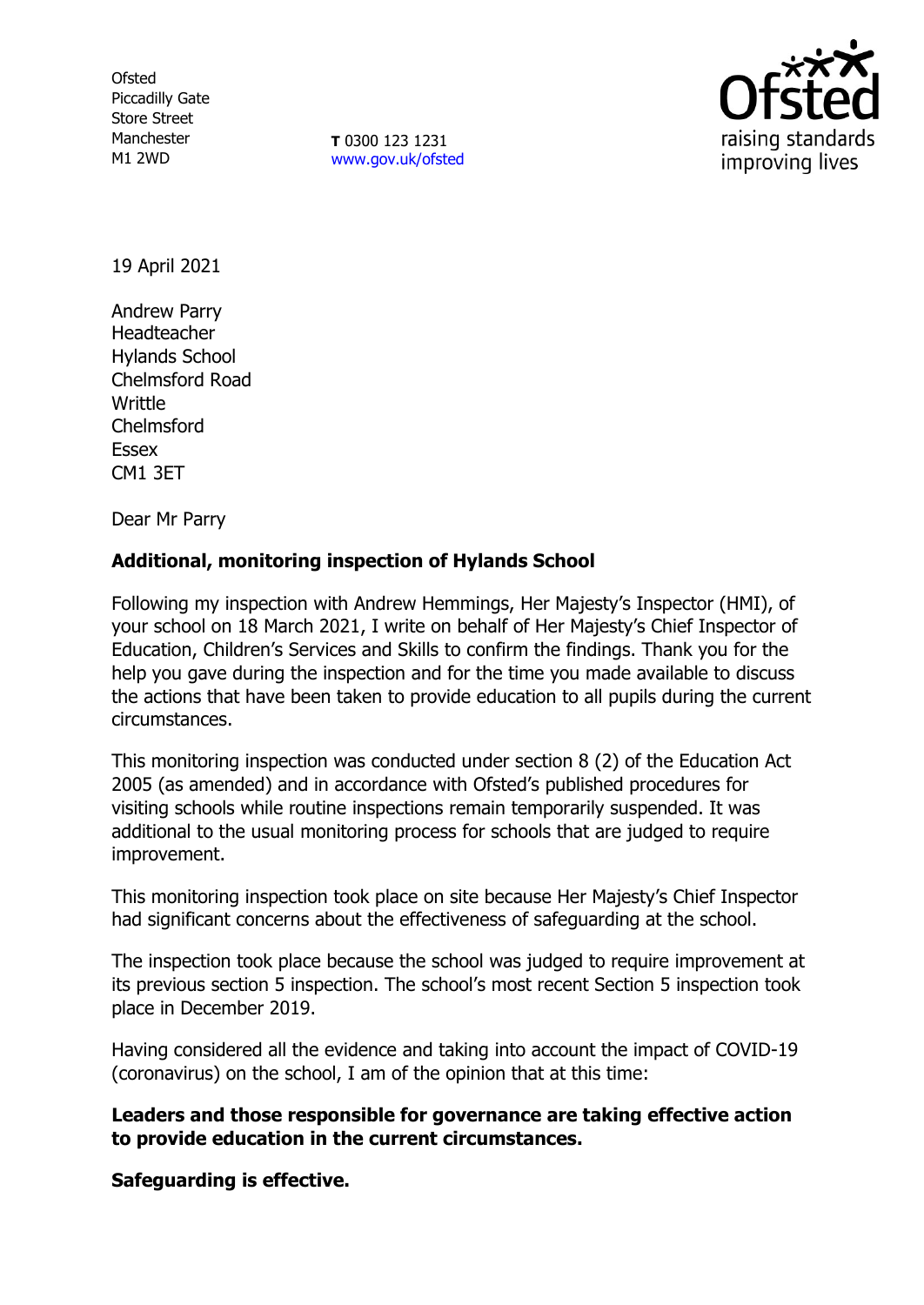Ofsted
Piccadilly Gate
Store Street
Manchester
M1 2WD

**T** 0300 123 1231
www.gov.uk/ofsted

19 April 2021

Andrew Parry
Headteacher
Hylands School
Chelmsford Road
Writtle
Chelmsford
Essex
CM1 3ET

Dear Mr Parry

**Additional, monitoring inspection of Hylands School**

Following my inspection with Andrew Hemmings, Her Majesty's Inspector (HMI), of your school on 18 March 2021, I write on behalf of Her Majesty's Chief Inspector of Education, Children's Services and Skills to confirm the findings. Thank you for the help you gave during the inspection and for the time you made available to discuss the actions that have been taken to provide education to all pupils during the current circumstances.

This monitoring inspection was conducted under section 8 (2) of the Education Act 2005 (as amended) and in accordance with Ofsted's published procedures for visiting schools while routine inspections remain temporarily suspended. It was additional to the usual monitoring process for schools that are judged to require improvement.

This monitoring inspection took place on site because Her Majesty's Chief Inspector had significant concerns about the effectiveness of safeguarding at the school.

The inspection took place because the school was judged to require improvement at its previous section 5 inspection. The school's most recent Section 5 inspection took place in December 2019.

Having considered all the evidence and taking into account the impact of COVID-19 (coronavirus) on the school, I am of the opinion that at this time:

**Leaders and those responsible for governance are taking effective action to provide education in the current circumstances.**

**Safeguarding is effective.**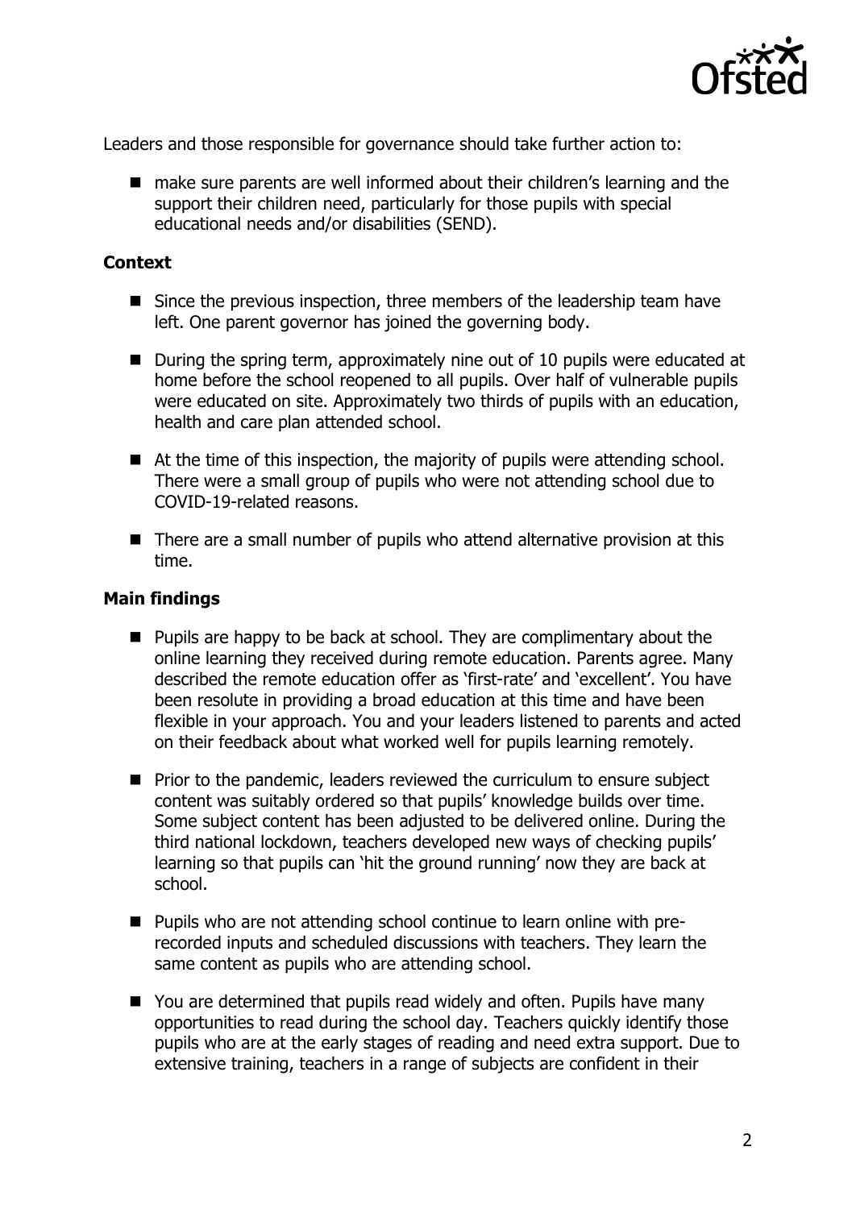Leaders and those responsible for governance should take further action to:

- make sure parents are well informed about their children's learning and the support their children need, particularly for those pupils with special educational needs and/or disabilities (SEND).

**Context**

- Since the previous inspection, three members of the leadership team have left. One parent governor has joined the governing body.
- During the spring term, approximately nine out of 10 pupils were educated at home before the school reopened to all pupils. Over half of vulnerable pupils were educated on site. Approximately two thirds of pupils with an education, health and care plan attended school.
- At the time of this inspection, the majority of pupils were attending school. There were a small group of pupils who were not attending school due to COVID-19-related reasons.
- There are a small number of pupils who attend alternative provision at this time.

**Main findings**

- Pupils are happy to be back at school. They are complimentary about the online learning they received during remote education. Parents agree. Many described the remote education offer as 'first-rate' and 'excellent'. You have been resolute in providing a broad education at this time and have been flexible in your approach. You and your leaders listened to parents and acted on their feedback about what worked well for pupils learning remotely.
- Prior to the pandemic, leaders reviewed the curriculum to ensure subject content was suitably ordered so that pupils' knowledge builds over time. Some subject content has been adjusted to be delivered online. During the third national lockdown, teachers developed new ways of checking pupils' learning so that pupils can 'hit the ground running' now they are back at school.
- Pupils who are not attending school continue to learn online with pre-recorded inputs and scheduled discussions with teachers. They learn the same content as pupils who are attending school.
- You are determined that pupils read widely and often. Pupils have many opportunities to read during the school day. Teachers quickly identify those pupils who are at the early stages of reading and need extra support. Due to extensive training, teachers in a range of subjects are confident in their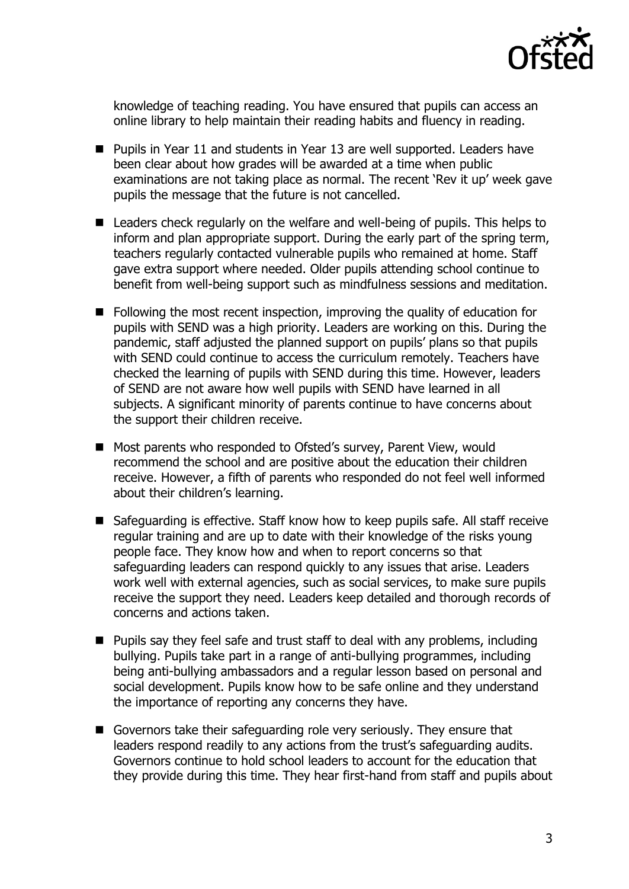knowledge of teaching reading. You have ensured that pupils can access an online library to help maintain their reading habits and fluency in reading.

- Pupils in Year 11 and students in Year 13 are well supported. Leaders have been clear about how grades will be awarded at a time when public examinations are not taking place as normal. The recent 'Rev it up' week gave pupils the message that the future is not cancelled.
- Leaders check regularly on the welfare and well-being of pupils. This helps to inform and plan appropriate support. During the early part of the spring term, teachers regularly contacted vulnerable pupils who remained at home. Staff gave extra support where needed. Older pupils attending school continue to benefit from well-being support such as mindfulness sessions and meditation.
- Following the most recent inspection, improving the quality of education for pupils with SEND was a high priority. Leaders are working on this. During the pandemic, staff adjusted the planned support on pupils' plans so that pupils with SEND could continue to access the curriculum remotely. Teachers have checked the learning of pupils with SEND during this time. However, leaders of SEND are not aware how well pupils with SEND have learned in all subjects. A significant minority of parents continue to have concerns about the support their children receive.
- Most parents who responded to Ofsted's survey, Parent View, would recommend the school and are positive about the education their children receive. However, a fifth of parents who responded do not feel well informed about their children's learning.
- Safeguarding is effective. Staff know how to keep pupils safe. All staff receive regular training and are up to date with their knowledge of the risks young people face. They know how and when to report concerns so that safeguarding leaders can respond quickly to any issues that arise. Leaders work well with external agencies, such as social services, to make sure pupils receive the support they need. Leaders keep detailed and thorough records of concerns and actions taken.
- Pupils say they feel safe and trust staff to deal with any problems, including bullying. Pupils take part in a range of anti-bullying programmes, including being anti-bullying ambassadors and a regular lesson based on personal and social development. Pupils know how to be safe online and they understand the importance of reporting any concerns they have.
- Governors take their safeguarding role very seriously. They ensure that leaders respond readily to any actions from the trust's safeguarding audits. Governors continue to hold school leaders to account for the education that they provide during this time. They hear first-hand from staff and pupils about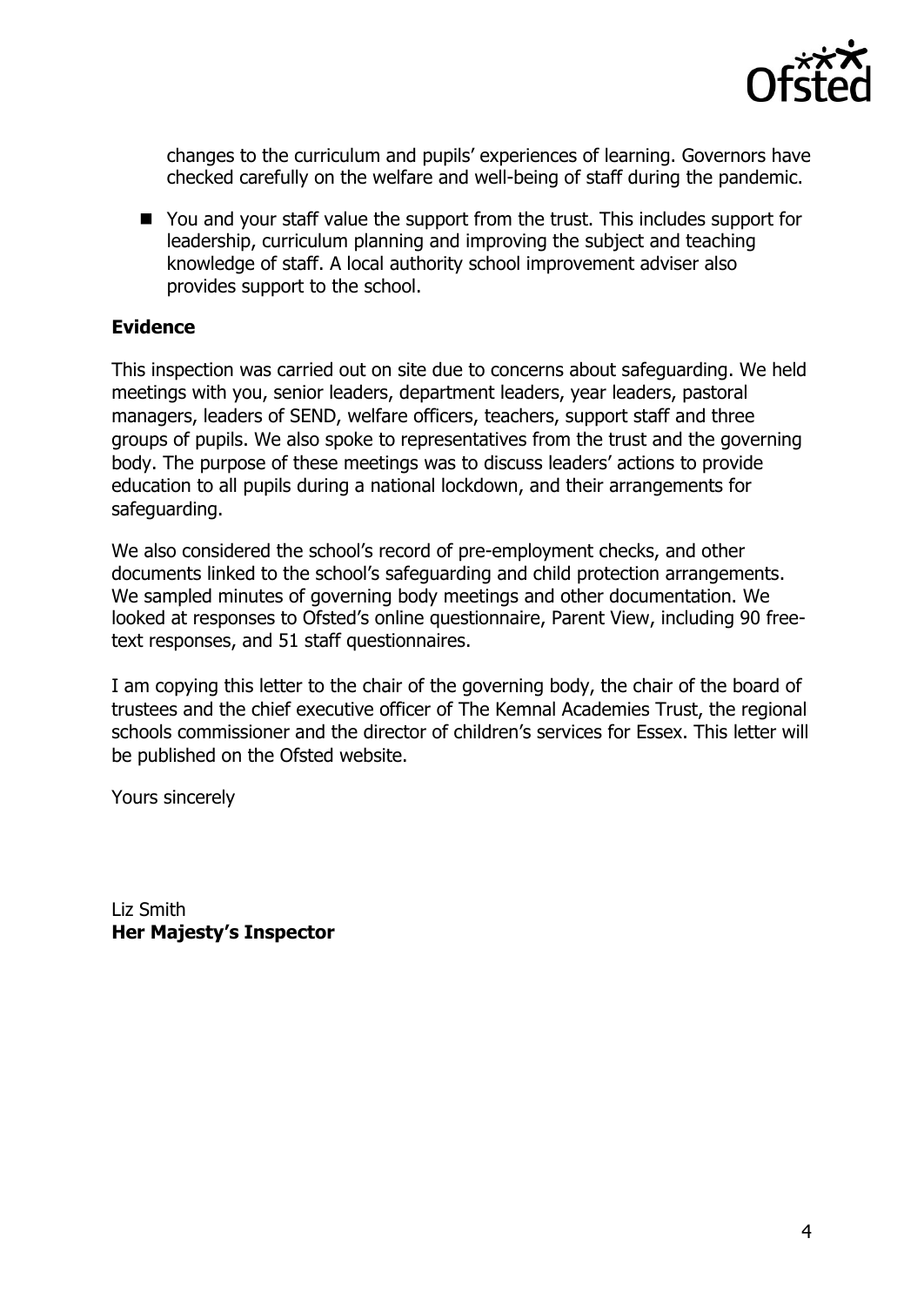changes to the curriculum and pupils' experiences of learning. Governors have checked carefully on the welfare and well-being of staff during the pandemic.

- You and your staff value the support from the trust. This includes support for leadership, curriculum planning and improving the subject and teaching knowledge of staff. A local authority school improvement adviser also provides support to the school.

**Evidence**

This inspection was carried out on site due to concerns about safeguarding. We held meetings with you, senior leaders, department leaders, year leaders, pastoral managers, leaders of SEND, welfare officers, teachers, support staff and three groups of pupils. We also spoke to representatives from the trust and the governing body. The purpose of these meetings was to discuss leaders' actions to provide education to all pupils during a national lockdown, and their arrangements for safeguarding.

We also considered the school's record of pre-employment checks, and other documents linked to the school's safeguarding and child protection arrangements. We sampled minutes of governing body meetings and other documentation. We looked at responses to Ofsted's online questionnaire, Parent View, including 90 free-text responses, and 51 staff questionnaires.

I am copying this letter to the chair of the governing body, the chair of the board of trustees and the chief executive officer of The Kemnal Academies Trust, the regional schools commissioner and the director of children's services for Essex. This letter will be published on the Ofsted website.

Yours sincerely

Liz Smith
**Her Majesty's Inspector**